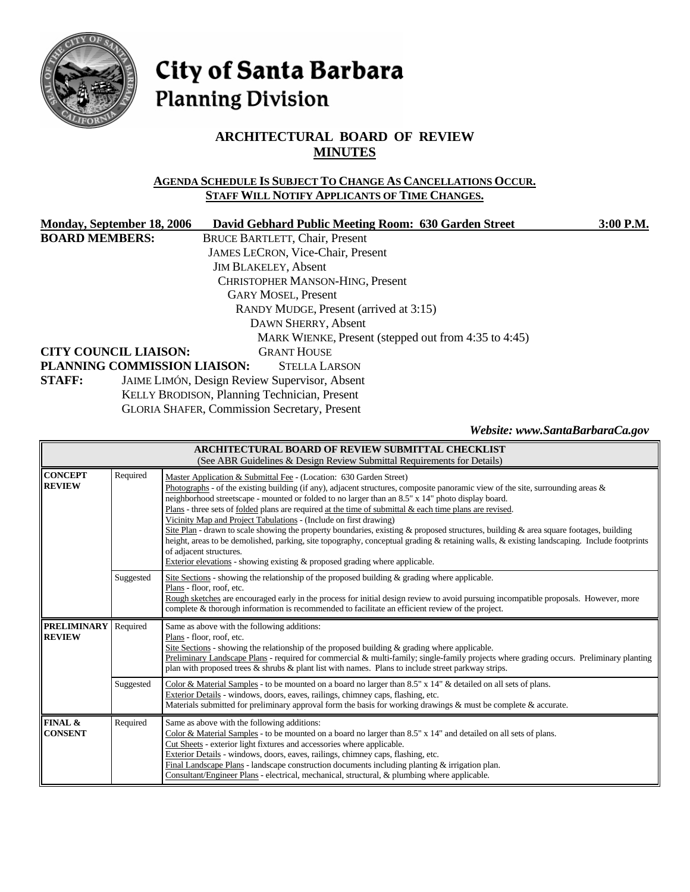# City of Santa Barbara
## Planning Division

## ARCHITECTURAL BOARD OF REVIEW
## MINUTES

**AGENDA SCHEDULE IS SUBJECT TO CHANGE AS CANCELLATIONS OCCUR.**
**STAFF WILL NOTIFY APPLICANTS OF TIME CHANGES.**

**Monday, September 18, 2006 David Gebhard Public Meeting Room: 630 Garden Street 3:00 P.M.**

**BOARD MEMBERS:**
BRUCE BARTLETT, Chair, Present
JAMES LECRON, Vice-Chair, Present
JIM BLAKELEY, Absent
CHRISTOPHER MANSON-HING, Present
GARY MOSEL, Present
RANDY MUDGE, Present (arrived at 3:15)
DAWN SHERRY, Absent
MARK WIENKE, Present (stepped out from 4:35 to 4:45)

**CITY COUNCIL LIAISON:** GRANT HOUSE

**PLANNING COMMISSION LIAISON:** STELLA LARSON

**STAFF:**
JAIME LIMÓN, Design Review Supervisor, Absent
KELLY BRODISON, Planning Technician, Present
GLORIA SHAFER, Commission Secretary, Present

*Website: www.SantaBarbaraCa.gov*

| ARCHITECTURAL BOARD OF REVIEW SUBMITTAL CHECKLIST (See ABR Guidelines & Design Review Submittal Requirements for Details) | | |
|---|---|---|
| **CONCEPT REVIEW** | Required | Master Application & Submittal Fee - (Location: 630 Garden Street)<br>Photographs - of the existing building (if any), adjacent structures, composite panoramic view of the site, surrounding areas & neighborhood streetscape - mounted or folded to no larger than an 8.5" x 14" photo display board.<br>Plans - three sets of folded plans are required at the time of submittal & each time plans are revised.<br>Vicinity Map and Project Tabulations - (Include on first drawing)<br>Site Plan - drawn to scale showing the property boundaries, existing & proposed structures, building & area square footages, building height, areas to be demolished, parking, site topography, conceptual grading & retaining walls, & existing landscaping. Include footprints of adjacent structures.<br>Exterior elevations - showing existing & proposed grading where applicable. |
| | Suggested | Site Sections - showing the relationship of the proposed building & grading where applicable.<br>Plans - floor, roof, etc.<br>Rough sketches are encouraged early in the process for initial design review to avoid pursuing incompatible proposals. However, more complete & thorough information is recommended to facilitate an efficient review of the project. |
| **PRELIMINARY REVIEW** | Required | Same as above with the following additions:<br>Plans - floor, roof, etc.<br>Site Sections - showing the relationship of the proposed building & grading where applicable.<br>Preliminary Landscape Plans - required for commercial & multi-family; single-family projects where grading occurs. Preliminary planting plan with proposed trees & shrubs & plant list with names. Plans to include street parkway strips. |
| | Suggested | Color & Material Samples - to be mounted on a board no larger than 8.5" x 14" & detailed on all sets of plans.<br>Exterior Details - windows, doors, eaves, railings, chimney caps, flashing, etc.<br>Materials submitted for preliminary approval form the basis for working drawings & must be complete & accurate. |
| **FINAL & CONSENT** | Required | Same as above with the following additions:<br>Color & Material Samples - to be mounted on a board no larger than 8.5" x 14" and detailed on all sets of plans.<br>Cut Sheets - exterior light fixtures and accessories where applicable.<br>Exterior Details - windows, doors, eaves, railings, chimney caps, flashing, etc.<br>Final Landscape Plans - landscape construction documents including planting & irrigation plan.<br>Consultant/Engineer Plans - electrical, mechanical, structural, & plumbing where applicable. |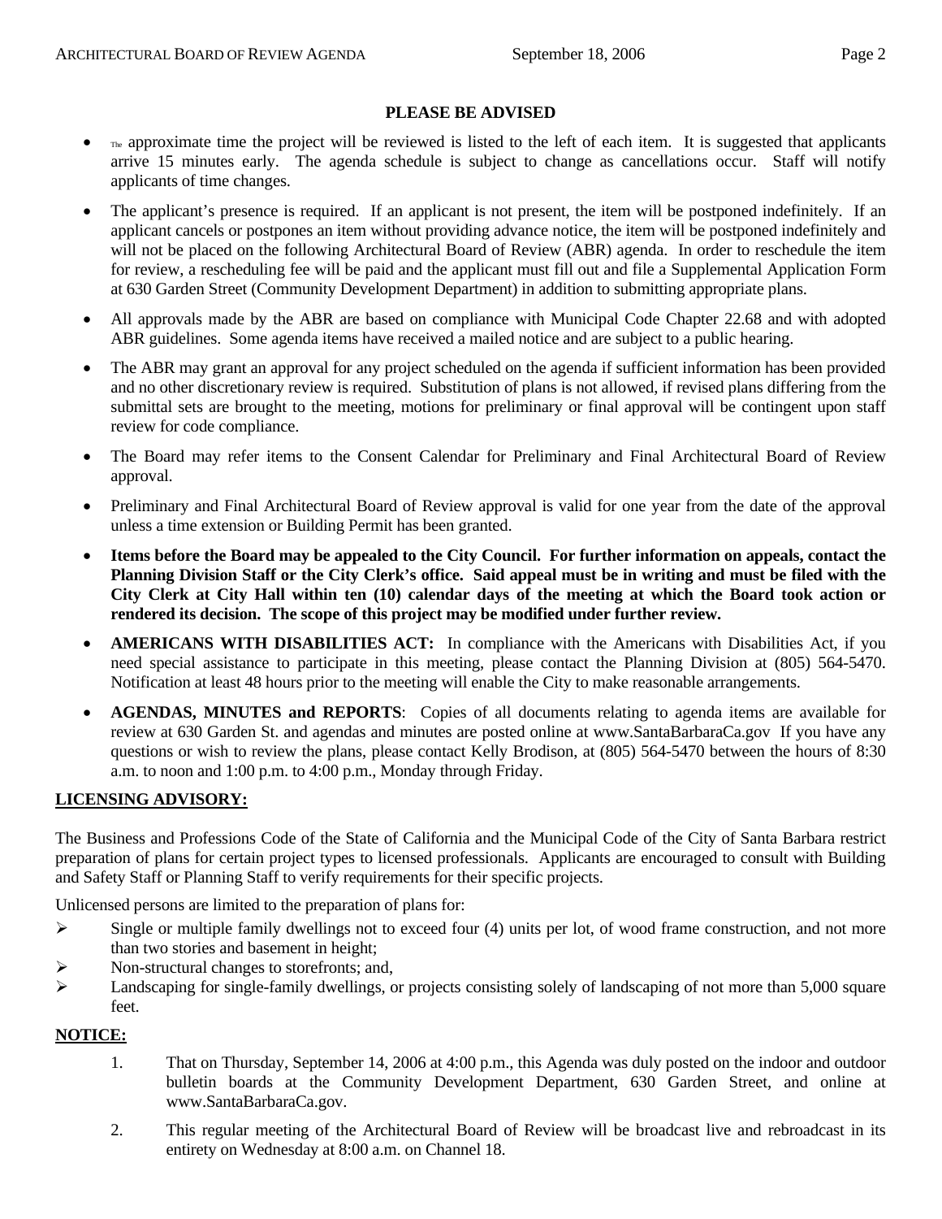## PLEASE BE ADVISED

- The approximate time the project will be reviewed is listed to the left of each item. It is suggested that applicants arrive 15 minutes early. The agenda schedule is subject to change as cancellations occur. Staff will notify applicants of time changes.
- The applicant's presence is required. If an applicant is not present, the item will be postponed indefinitely. If an applicant cancels or postpones an item without providing advance notice, the item will be postponed indefinitely and will not be placed on the following Architectural Board of Review (ABR) agenda. In order to reschedule the item for review, a rescheduling fee will be paid and the applicant must fill out and file a Supplemental Application Form at 630 Garden Street (Community Development Department) in addition to submitting appropriate plans.
- All approvals made by the ABR are based on compliance with Municipal Code Chapter 22.68 and with adopted ABR guidelines. Some agenda items have received a mailed notice and are subject to a public hearing.
- The ABR may grant an approval for any project scheduled on the agenda if sufficient information has been provided and no other discretionary review is required. Substitution of plans is not allowed, if revised plans differing from the submittal sets are brought to the meeting, motions for preliminary or final approval will be contingent upon staff review for code compliance.
- The Board may refer items to the Consent Calendar for Preliminary and Final Architectural Board of Review approval.
- Preliminary and Final Architectural Board of Review approval is valid for one year from the date of the approval unless a time extension or Building Permit has been granted.
- **Items before the Board may be appealed to the City Council. For further information on appeals, contact the Planning Division Staff or the City Clerk's office. Said appeal must be in writing and must be filed with the City Clerk at City Hall within ten (10) calendar days of the meeting at which the Board took action or rendered its decision. The scope of this project may be modified under further review.**
- **AMERICANS WITH DISABILITIES ACT:** In compliance with the Americans with Disabilities Act, if you need special assistance to participate in this meeting, please contact the Planning Division at (805) 564-5470. Notification at least 48 hours prior to the meeting will enable the City to make reasonable arrangements.
- **AGENDAS, MINUTES and REPORTS**: Copies of all documents relating to agenda items are available for review at 630 Garden St. and agendas and minutes are posted online at www.SantaBarbaraCa.gov If you have any questions or wish to review the plans, please contact Kelly Brodison, at (805) 564-5470 between the hours of 8:30 a.m. to noon and 1:00 p.m. to 4:00 p.m., Monday through Friday.

## LICENSING ADVISORY:

The Business and Professions Code of the State of California and the Municipal Code of the City of Santa Barbara restrict preparation of plans for certain project types to licensed professionals. Applicants are encouraged to consult with Building and Safety Staff or Planning Staff to verify requirements for their specific projects.

Unlicensed persons are limited to the preparation of plans for:

- Single or multiple family dwellings not to exceed four (4) units per lot, of wood frame construction, and not more than two stories and basement in height;
- Non-structural changes to storefronts; and,
- Landscaping for single-family dwellings, or projects consisting solely of landscaping of not more than 5,000 square feet.

## NOTICE:

1. That on Thursday, September 14, 2006 at 4:00 p.m., this Agenda was duly posted on the indoor and outdoor bulletin boards at the Community Development Department, 630 Garden Street, and online at www.SantaBarbaraCa.gov.
2. This regular meeting of the Architectural Board of Review will be broadcast live and rebroadcast in its entirety on Wednesday at 8:00 a.m. on Channel 18.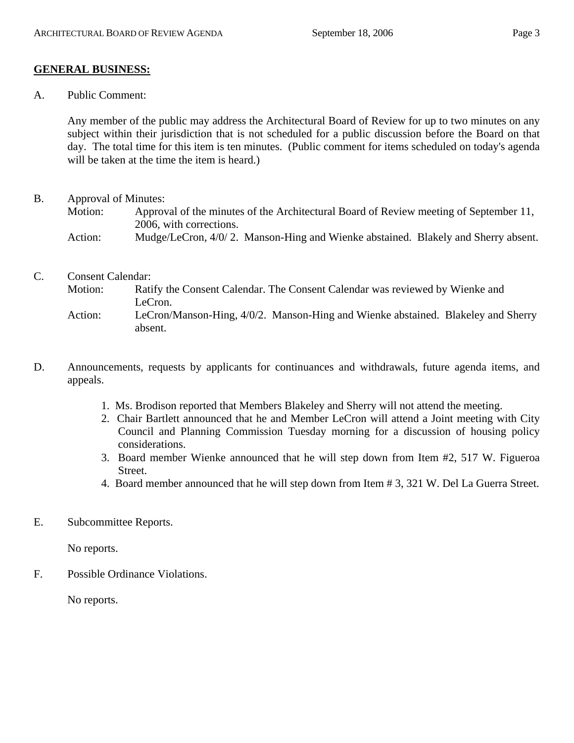**GENERAL BUSINESS:**

A. Public Comment:

Any member of the public may address the Architectural Board of Review for up to two minutes on any subject within their jurisdiction that is not scheduled for a public discussion before the Board on that day. The total time for this item is ten minutes. (Public comment for items scheduled on today's agenda will be taken at the time the item is heard.)

B. Approval of Minutes:

Motion: Approval of the minutes of the Architectural Board of Review meeting of September 11, 2006, with corrections.

Action: Mudge/LeCron, 4/0/ 2. Manson-Hing and Wienke abstained. Blakely and Sherry absent.

C. Consent Calendar:

Motion: Ratify the Consent Calendar. The Consent Calendar was reviewed by Wienke and LeCron.

Action: LeCron/Manson-Hing, 4/0/2. Manson-Hing and Wienke abstained. Blakeley and Sherry absent.

D. Announcements, requests by applicants for continuances and withdrawals, future agenda items, and appeals.

1. Ms. Brodison reported that Members Blakeley and Sherry will not attend the meeting.
2. Chair Bartlett announced that he and Member LeCron will attend a Joint meeting with City Council and Planning Commission Tuesday morning for a discussion of housing policy considerations.
3. Board member Wienke announced that he will step down from Item #2, 517 W. Figueroa Street.
4. Board member announced that he will step down from Item # 3, 321 W. Del La Guerra Street.

E. Subcommittee Reports.

No reports.

F. Possible Ordinance Violations.

No reports.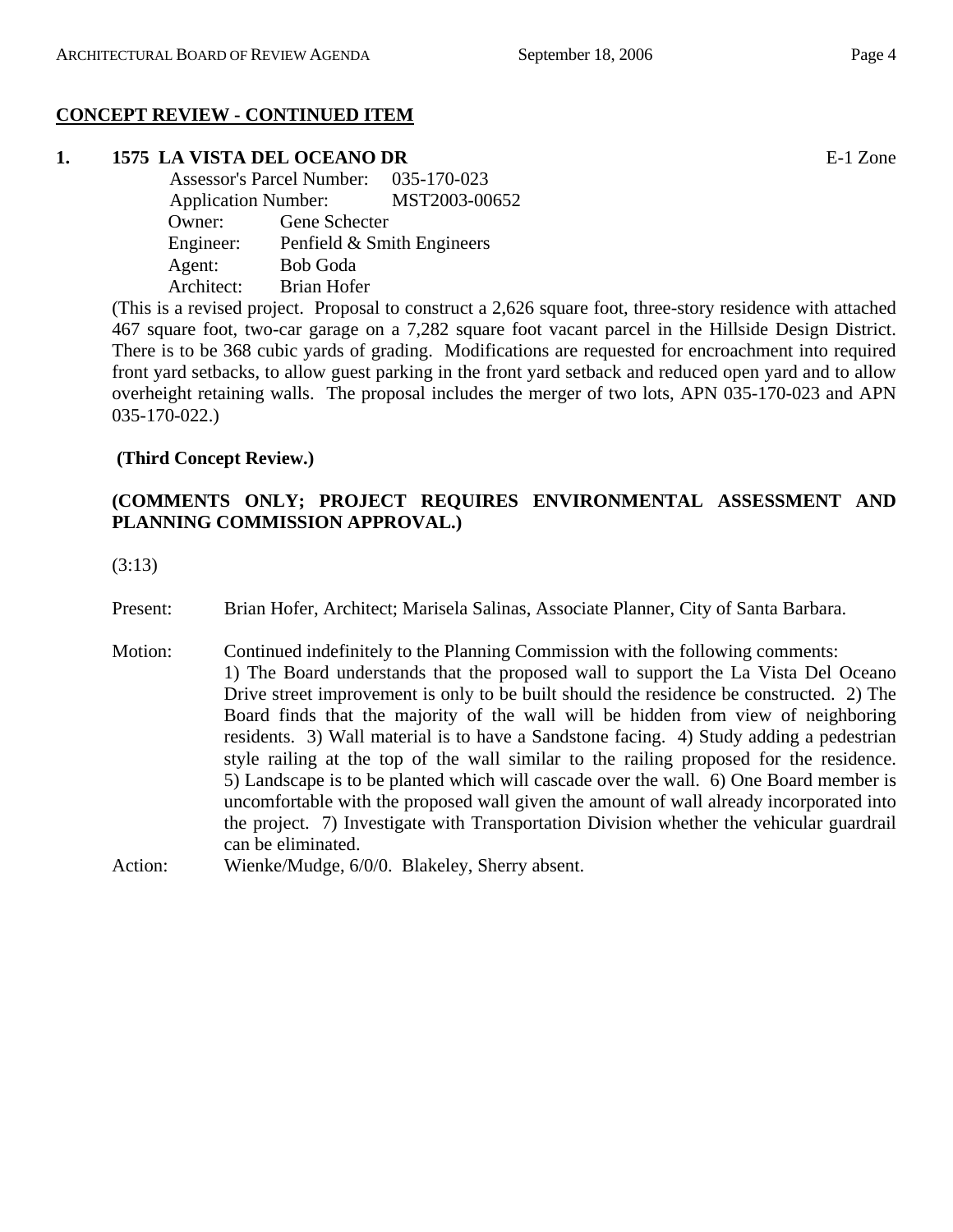## CONCEPT REVIEW - CONTINUED ITEM

**1. 1575 LA VISTA DEL OCEANO DR** E-1 Zone

Assessor's Parcel Number: 035-170-023
Application Number: MST2003-00652
Owner: Gene Schecter
Engineer: Penfield & Smith Engineers
Agent: Bob Goda
Architect: Brian Hofer

(This is a revised project. Proposal to construct a 2,626 square foot, three-story residence with attached 467 square foot, two-car garage on a 7,282 square foot vacant parcel in the Hillside Design District. There is to be 368 cubic yards of grading. Modifications are requested for encroachment into required front yard setbacks, to allow guest parking in the front yard setback and reduced open yard and to allow overheight retaining walls. The proposal includes the merger of two lots, APN 035-170-023 and APN 035-170-022.)

**(Third Concept Review.)**

**(COMMENTS ONLY; PROJECT REQUIRES ENVIRONMENTAL ASSESSMENT AND PLANNING COMMISSION APPROVAL.)**

(3:13)

Present: Brian Hofer, Architect; Marisela Salinas, Associate Planner, City of Santa Barbara.

Motion: Continued indefinitely to the Planning Commission with the following comments: 1) The Board understands that the proposed wall to support the La Vista Del Oceano Drive street improvement is only to be built should the residence be constructed. 2) The Board finds that the majority of the wall will be hidden from view of neighboring residents. 3) Wall material is to have a Sandstone facing. 4) Study adding a pedestrian style railing at the top of the wall similar to the railing proposed for the residence. 5) Landscape is to be planted which will cascade over the wall. 6) One Board member is uncomfortable with the proposed wall given the amount of wall already incorporated into the project. 7) Investigate with Transportation Division whether the vehicular guardrail can be eliminated.

Action: Wienke/Mudge, 6/0/0. Blakeley, Sherry absent.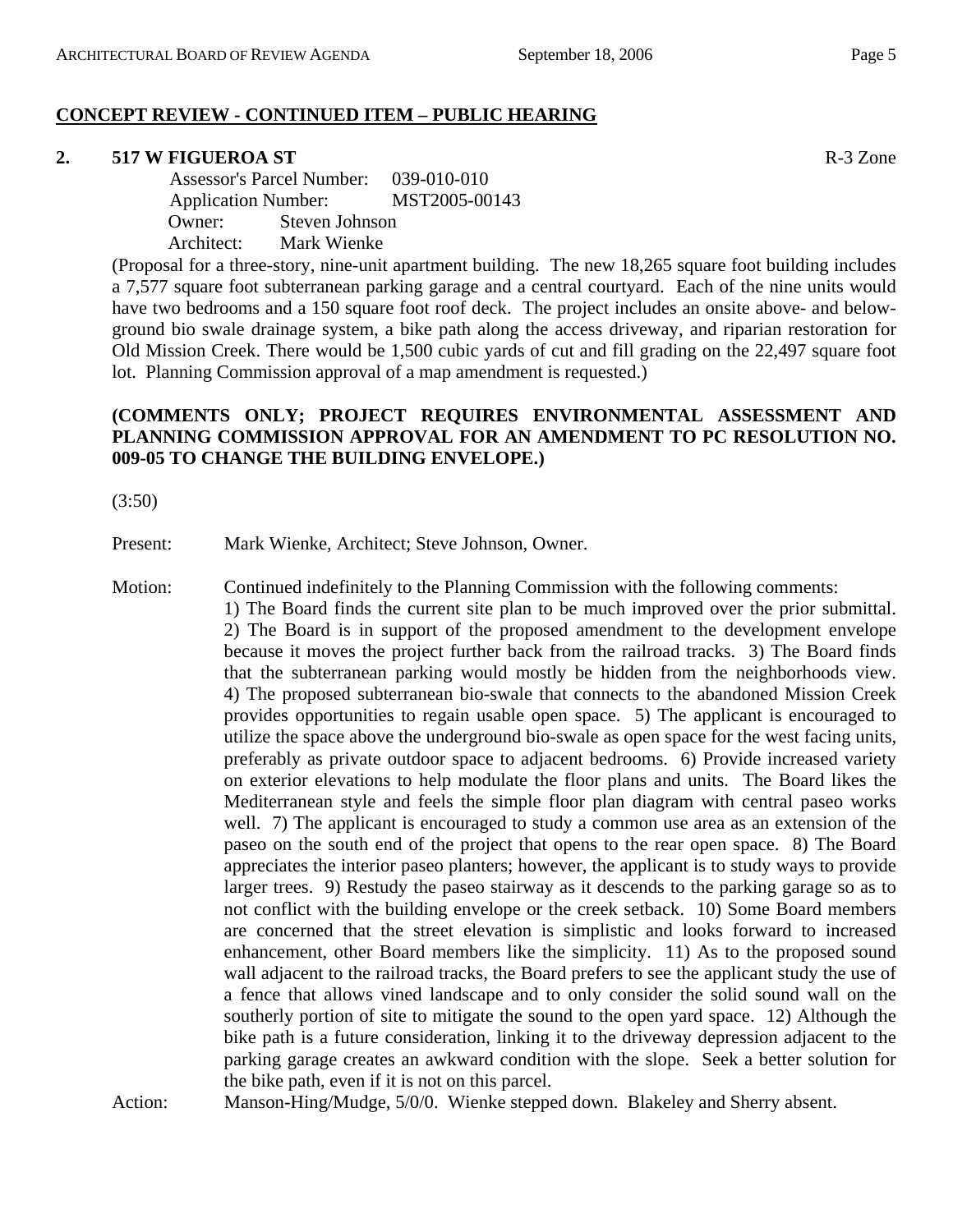## CONCEPT REVIEW - CONTINUED ITEM – PUBLIC HEARING

**2. 517 W FIGUEROA ST** R-3 Zone

Assessor's Parcel Number: 039-010-010
Application Number: MST2005-00143
Owner: Steven Johnson
Architect: Mark Wienke

(Proposal for a three-story, nine-unit apartment building. The new 18,265 square foot building includes a 7,577 square foot subterranean parking garage and a central courtyard. Each of the nine units would have two bedrooms and a 150 square foot roof deck. The project includes an onsite above- and below-ground bio swale drainage system, a bike path along the access driveway, and riparian restoration for Old Mission Creek. There would be 1,500 cubic yards of cut and fill grading on the 22,497 square foot lot. Planning Commission approval of a map amendment is requested.)

**(COMMENTS ONLY; PROJECT REQUIRES ENVIRONMENTAL ASSESSMENT AND PLANNING COMMISSION APPROVAL FOR AN AMENDMENT TO PC RESOLUTION NO. 009-05 TO CHANGE THE BUILDING ENVELOPE.)**

(3:50)

Present: Mark Wienke, Architect; Steve Johnson, Owner.

Motion: Continued indefinitely to the Planning Commission with the following comments: 1) The Board finds the current site plan to be much improved over the prior submittal. 2) The Board is in support of the proposed amendment to the development envelope because it moves the project further back from the railroad tracks. 3) The Board finds that the subterranean parking would mostly be hidden from the neighborhoods view. 4) The proposed subterranean bio-swale that connects to the abandoned Mission Creek provides opportunities to regain usable open space. 5) The applicant is encouraged to utilize the space above the underground bio-swale as open space for the west facing units, preferably as private outdoor space to adjacent bedrooms. 6) Provide increased variety on exterior elevations to help modulate the floor plans and units. The Board likes the Mediterranean style and feels the simple floor plan diagram with central paseo works well. 7) The applicant is encouraged to study a common use area as an extension of the paseo on the south end of the project that opens to the rear open space. 8) The Board appreciates the interior paseo planters; however, the applicant is to study ways to provide larger trees. 9) Restudy the paseo stairway as it descends to the parking garage so as to not conflict with the building envelope or the creek setback. 10) Some Board members are concerned that the street elevation is simplistic and looks forward to increased enhancement, other Board members like the simplicity. 11) As to the proposed sound wall adjacent to the railroad tracks, the Board prefers to see the applicant study the use of a fence that allows vined landscape and to only consider the solid sound wall on the southerly portion of site to mitigate the sound to the open yard space. 12) Although the bike path is a future consideration, linking it to the driveway depression adjacent to the parking garage creates an awkward condition with the slope. Seek a better solution for the bike path, even if it is not on this parcel.

Action: Manson-Hing/Mudge, 5/0/0. Wienke stepped down. Blakeley and Sherry absent.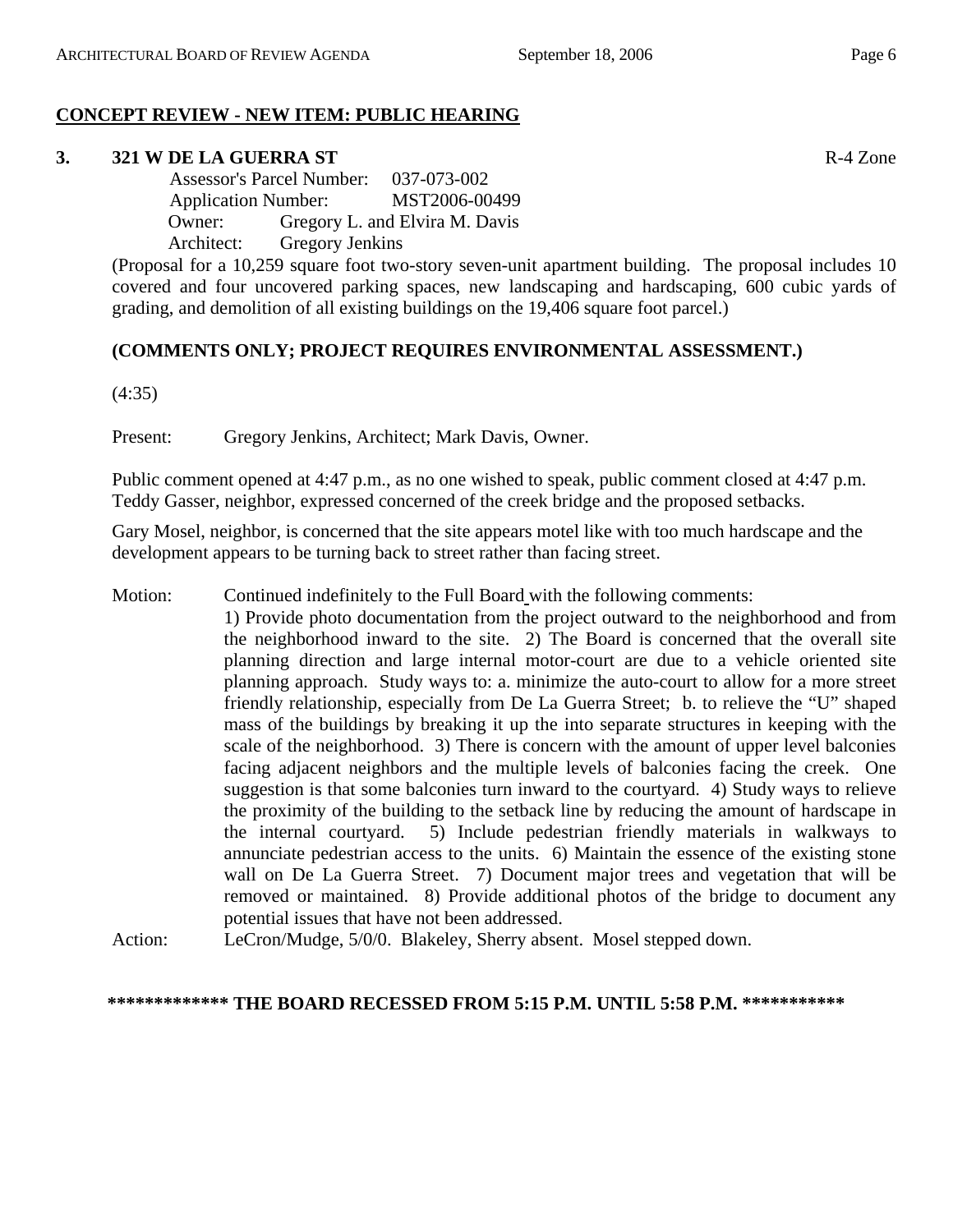## CONCEPT REVIEW - NEW ITEM: PUBLIC HEARING

### 3. 321 W DE LA GUERRA ST

R-4 Zone

Assessor's Parcel Number: 037-073-002
Application Number: MST2006-00499
Owner: Gregory L. and Elvira M. Davis
Architect: Gregory Jenkins

(Proposal for a 10,259 square foot two-story seven-unit apartment building. The proposal includes 10 covered and four uncovered parking spaces, new landscaping and hardscaping, 600 cubic yards of grading, and demolition of all existing buildings on the 19,406 square foot parcel.)

**(COMMENTS ONLY; PROJECT REQUIRES ENVIRONMENTAL ASSESSMENT.)**

(4:35)

Present: Gregory Jenkins, Architect; Mark Davis, Owner.

Public comment opened at 4:47 p.m., as no one wished to speak, public comment closed at 4:47 p.m. Teddy Gasser, neighbor, expressed concerned of the creek bridge and the proposed setbacks.

Gary Mosel, neighbor, is concerned that the site appears motel like with too much hardscape and the development appears to be turning back to street rather than facing street.

Motion: Continued indefinitely to the Full Board with the following comments:
1) Provide photo documentation from the project outward to the neighborhood and from the neighborhood inward to the site. 2) The Board is concerned that the overall site planning direction and large internal motor-court are due to a vehicle oriented site planning approach. Study ways to: a. minimize the auto-court to allow for a more street friendly relationship, especially from De La Guerra Street; b. to relieve the "U" shaped mass of the buildings by breaking it up the into separate structures in keeping with the scale of the neighborhood. 3) There is concern with the amount of upper level balconies facing adjacent neighbors and the multiple levels of balconies facing the creek. One suggestion is that some balconies turn inward to the courtyard. 4) Study ways to relieve the proximity of the building to the setback line by reducing the amount of hardscape in the internal courtyard. 5) Include pedestrian friendly materials in walkways to annunciate pedestrian access to the units. 6) Maintain the essence of the existing stone wall on De La Guerra Street. 7) Document major trees and vegetation that will be removed or maintained. 8) Provide additional photos of the bridge to document any potential issues that have not been addressed.

Action: LeCron/Mudge, 5/0/0. Blakeley, Sherry absent. Mosel stepped down.

**\*\*\*\*\*\*\*\*\*\*\*\*\* THE BOARD RECESSED FROM 5:15 P.M. UNTIL 5:58 P.M. \*\*\*\*\*\*\*\*\*\*\***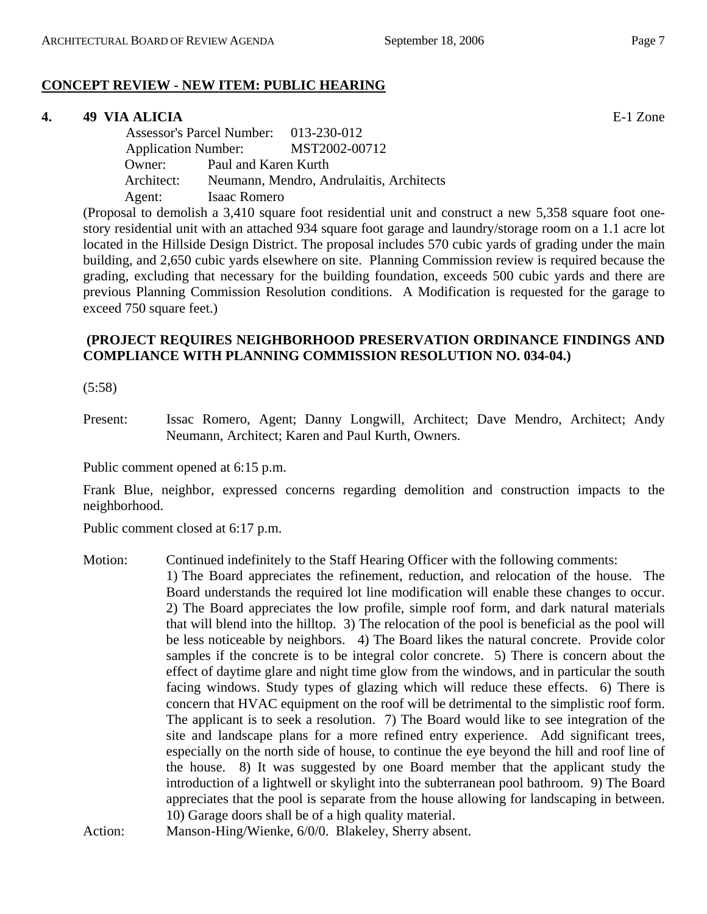## CONCEPT REVIEW - NEW ITEM: PUBLIC HEARING

**4. 49 VIA ALICIA** E-1 Zone

Assessor's Parcel Number: 013-230-012
Application Number: MST2002-00712
Owner: Paul and Karen Kurth
Architect: Neumann, Mendro, Andrulaitis, Architects
Agent: Isaac Romero

(Proposal to demolish a 3,410 square foot residential unit and construct a new 5,358 square foot one-story residential unit with an attached 934 square foot garage and laundry/storage room on a 1.1 acre lot located in the Hillside Design District. The proposal includes 570 cubic yards of grading under the main building, and 2,650 cubic yards elsewhere on site. Planning Commission review is required because the grading, excluding that necessary for the building foundation, exceeds 500 cubic yards and there are previous Planning Commission Resolution conditions. A Modification is requested for the garage to exceed 750 square feet.)

**(PROJECT REQUIRES NEIGHBORHOOD PRESERVATION ORDINANCE FINDINGS AND COMPLIANCE WITH PLANNING COMMISSION RESOLUTION NO. 034-04.)**

(5:58)

Present: Issac Romero, Agent; Danny Longwill, Architect; Dave Mendro, Architect; Andy Neumann, Architect; Karen and Paul Kurth, Owners.

Public comment opened at 6:15 p.m.

Frank Blue, neighbor, expressed concerns regarding demolition and construction impacts to the neighborhood.

Public comment closed at 6:17 p.m.

Motion: Continued indefinitely to the Staff Hearing Officer with the following comments: 1) The Board appreciates the refinement, reduction, and relocation of the house. The Board understands the required lot line modification will enable these changes to occur. 2) The Board appreciates the low profile, simple roof form, and dark natural materials that will blend into the hilltop. 3) The relocation of the pool is beneficial as the pool will be less noticeable by neighbors. 4) The Board likes the natural concrete. Provide color samples if the concrete is to be integral color concrete. 5) There is concern about the effect of daytime glare and night time glow from the windows, and in particular the south facing windows. Study types of glazing which will reduce these effects. 6) There is concern that HVAC equipment on the roof will be detrimental to the simplistic roof form. The applicant is to seek a resolution. 7) The Board would like to see integration of the site and landscape plans for a more refined entry experience. Add significant trees, especially on the north side of house, to continue the eye beyond the hill and roof line of the house. 8) It was suggested by one Board member that the applicant study the introduction of a lightwell or skylight into the subterranean pool bathroom. 9) The Board appreciates that the pool is separate from the house allowing for landscaping in between. 10) Garage doors shall be of a high quality material.

Action: Manson-Hing/Wienke, 6/0/0. Blakeley, Sherry absent.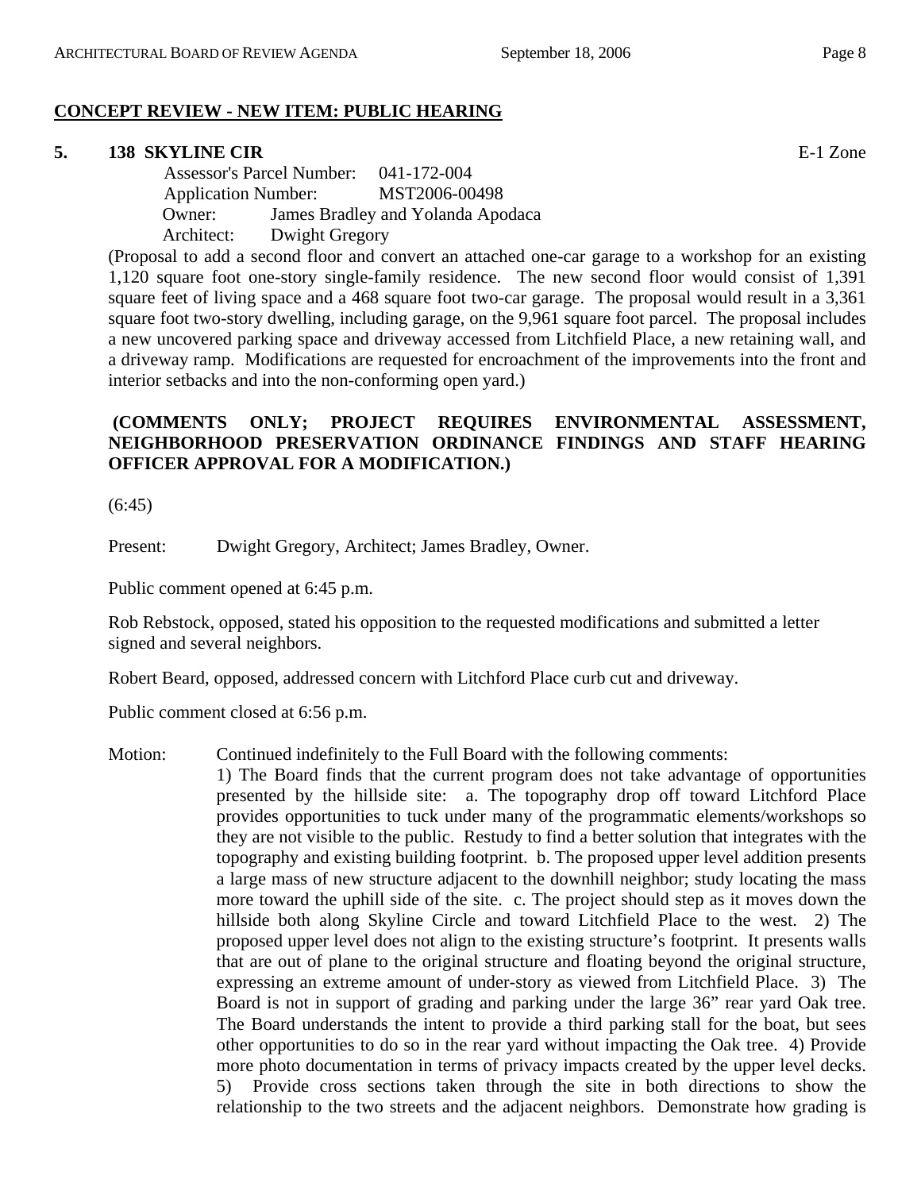## CONCEPT REVIEW - NEW ITEM: PUBLIC HEARING

**5. 138 SKYLINE CIR** E-1 Zone

Assessor's Parcel Number: 041-172-004
Application Number: MST2006-00498
Owner: James Bradley and Yolanda Apodaca
Architect: Dwight Gregory

(Proposal to add a second floor and convert an attached one-car garage to a workshop for an existing 1,120 square foot one-story single-family residence. The new second floor would consist of 1,391 square feet of living space and a 468 square foot two-car garage. The proposal would result in a 3,361 square foot two-story dwelling, including garage, on the 9,961 square foot parcel. The proposal includes a new uncovered parking space and driveway accessed from Litchfield Place, a new retaining wall, and a driveway ramp. Modifications are requested for encroachment of the improvements into the front and interior setbacks and into the non-conforming open yard.)

**(COMMENTS ONLY; PROJECT REQUIRES ENVIRONMENTAL ASSESSMENT, NEIGHBORHOOD PRESERVATION ORDINANCE FINDINGS AND STAFF HEARING OFFICER APPROVAL FOR A MODIFICATION.)**

(6:45)

Present: Dwight Gregory, Architect; James Bradley, Owner.

Public comment opened at 6:45 p.m.

Rob Rebstock, opposed, stated his opposition to the requested modifications and submitted a letter signed and several neighbors.

Robert Beard, opposed, addressed concern with Litchford Place curb cut and driveway.

Public comment closed at 6:56 p.m.

Motion: Continued indefinitely to the Full Board with the following comments:
1) The Board finds that the current program does not take advantage of opportunities presented by the hillside site: a. The topography drop off toward Litchford Place provides opportunities to tuck under many of the programmatic elements/workshops so they are not visible to the public. Restudy to find a better solution that integrates with the topography and existing building footprint. b. The proposed upper level addition presents a large mass of new structure adjacent to the downhill neighbor; study locating the mass more toward the uphill side of the site. c. The project should step as it moves down the hillside both along Skyline Circle and toward Litchfield Place to the west. 2) The proposed upper level does not align to the existing structure's footprint. It presents walls that are out of plane to the original structure and floating beyond the original structure, expressing an extreme amount of under-story as viewed from Litchfield Place. 3) The Board is not in support of grading and parking under the large 36" rear yard Oak tree. The Board understands the intent to provide a third parking stall for the boat, but sees other opportunities to do so in the rear yard without impacting the Oak tree. 4) Provide more photo documentation in terms of privacy impacts created by the upper level decks. 5) Provide cross sections taken through the site in both directions to show the relationship to the two streets and the adjacent neighbors. Demonstrate how grading is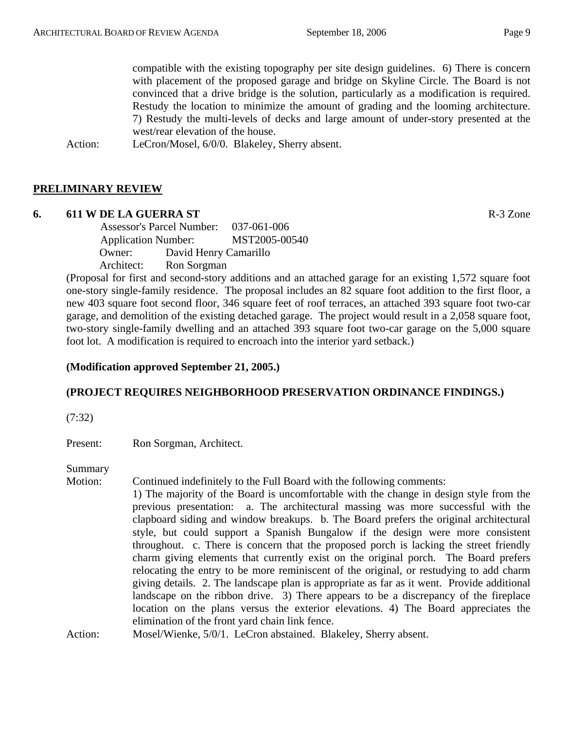compatible with the existing topography per site design guidelines. 6) There is concern with placement of the proposed garage and bridge on Skyline Circle. The Board is not convinced that a drive bridge is the solution, particularly as a modification is required. Restudy the location to minimize the amount of grading and the looming architecture. 7) Restudy the multi-levels of decks and large amount of under-story presented at the west/rear elevation of the house.

Action: LeCron/Mosel, 6/0/0. Blakeley, Sherry absent.

## PRELIMINARY REVIEW

### 6. 611 W DE LA GUERRA ST R-3 Zone

Assessor's Parcel Number: 037-061-006
Application Number: MST2005-00540
Owner: David Henry Camarillo
Architect: Ron Sorgman

(Proposal for first and second-story additions and an attached garage for an existing 1,572 square foot one-story single-family residence. The proposal includes an 82 square foot addition to the first floor, a new 403 square foot second floor, 346 square feet of roof terraces, an attached 393 square foot two-car garage, and demolition of the existing detached garage. The project would result in a 2,058 square foot, two-story single-family dwelling and an attached 393 square foot two-car garage on the 5,000 square foot lot. A modification is required to encroach into the interior yard setback.)

**(Modification approved September 21, 2005.)**

**(PROJECT REQUIRES NEIGHBORHOOD PRESERVATION ORDINANCE FINDINGS.)**

(7:32)

Present: Ron Sorgman, Architect.

Summary Motion: Continued indefinitely to the Full Board with the following comments: 1) The majority of the Board is uncomfortable with the change in design style from the previous presentation: a. The architectural massing was more successful with the clapboard siding and window breakups. b. The Board prefers the original architectural style, but could support a Spanish Bungalow if the design were more consistent throughout. c. There is concern that the proposed porch is lacking the street friendly charm giving elements that currently exist on the original porch. The Board prefers relocating the entry to be more reminiscent of the original, or restudying to add charm giving details. 2. The landscape plan is appropriate as far as it went. Provide additional landscape on the ribbon drive. 3) There appears to be a discrepancy of the fireplace location on the plans versus the exterior elevations. 4) The Board appreciates the elimination of the front yard chain link fence.

Action: Mosel/Wienke, 5/0/1. LeCron abstained. Blakeley, Sherry absent.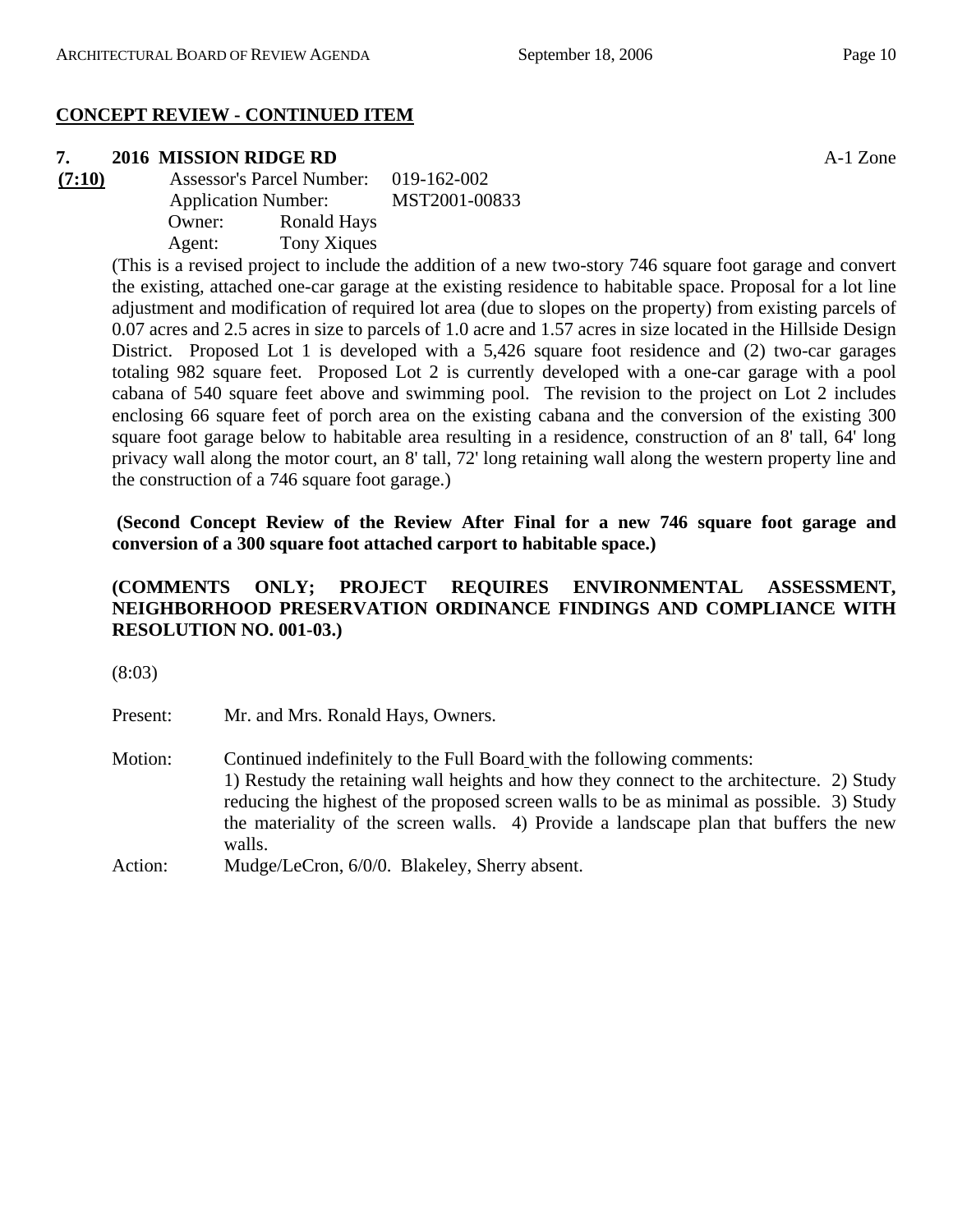## CONCEPT REVIEW - CONTINUED ITEM

### 7. 2016 MISSION RIDGE RD

A-1 Zone

**(7:10)**

Assessor's Parcel Number: 019-162-002
Application Number: MST2001-00833
Owner: Ronald Hays
Agent: Tony Xiques

(This is a revised project to include the addition of a new two-story 746 square foot garage and convert the existing, attached one-car garage at the existing residence to habitable space. Proposal for a lot line adjustment and modification of required lot area (due to slopes on the property) from existing parcels of 0.07 acres and 2.5 acres in size to parcels of 1.0 acre and 1.57 acres in size located in the Hillside Design District. Proposed Lot 1 is developed with a 5,426 square foot residence and (2) two-car garages totaling 982 square feet. Proposed Lot 2 is currently developed with a one-car garage with a pool cabana of 540 square feet above and swimming pool. The revision to the project on Lot 2 includes enclosing 66 square feet of porch area on the existing cabana and the conversion of the existing 300 square foot garage below to habitable area resulting in a residence, construction of an 8' tall, 64' long privacy wall along the motor court, an 8' tall, 72' long retaining wall along the western property line and the construction of a 746 square foot garage.)

**(Second Concept Review of the Review After Final for a new 746 square foot garage and conversion of a 300 square foot attached carport to habitable space.)**

**(COMMENTS ONLY; PROJECT REQUIRES ENVIRONMENTAL ASSESSMENT, NEIGHBORHOOD PRESERVATION ORDINANCE FINDINGS AND COMPLIANCE WITH RESOLUTION NO. 001-03.)**

(8:03)

Present: Mr. and Mrs. Ronald Hays, Owners.

Motion: Continued indefinitely to the Full Board with the following comments:
1) Restudy the retaining wall heights and how they connect to the architecture. 2) Study reducing the highest of the proposed screen walls to be as minimal as possible. 3) Study the materiality of the screen walls. 4) Provide a landscape plan that buffers the new walls.

Action: Mudge/LeCron, 6/0/0. Blakeley, Sherry absent.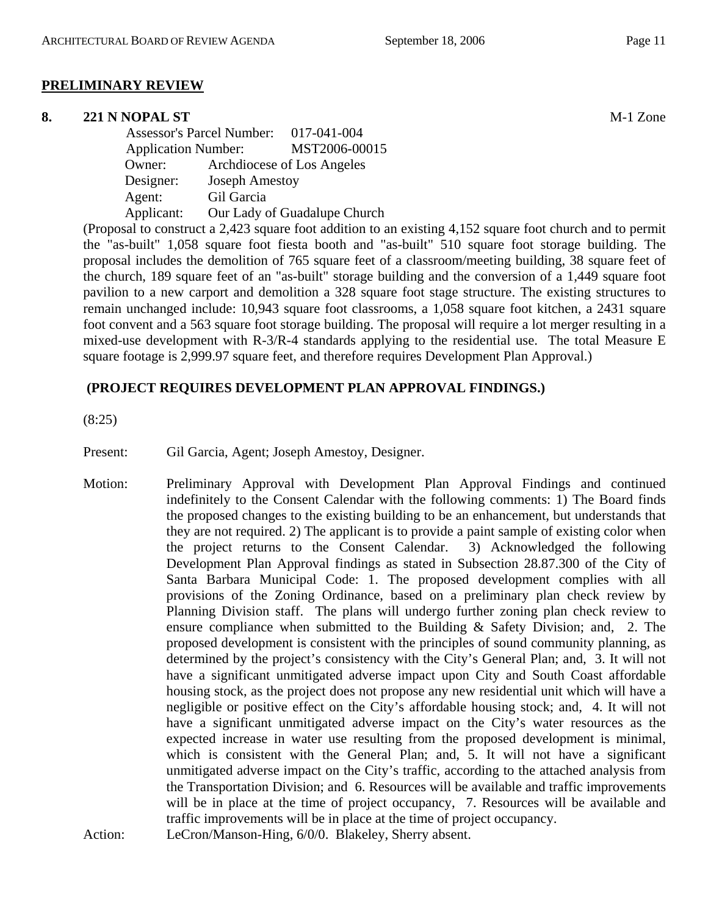## PRELIMINARY REVIEW

### 8. 221 N NOPAL ST

M-1 Zone

Assessor's Parcel Number: 017-041-004
Application Number: MST2006-00015
Owner: Archdiocese of Los Angeles
Designer: Joseph Amestoy
Agent: Gil Garcia
Applicant: Our Lady of Guadalupe Church

(Proposal to construct a 2,423 square foot addition to an existing 4,152 square foot church and to permit the "as-built" 1,058 square foot fiesta booth and "as-built" 510 square foot storage building. The proposal includes the demolition of 765 square feet of a classroom/meeting building, 38 square feet of the church, 189 square feet of an "as-built" storage building and the conversion of a 1,449 square foot pavilion to a new carport and demolition a 328 square foot stage structure. The existing structures to remain unchanged include: 10,943 square foot classrooms, a 1,058 square foot kitchen, a 2431 square foot convent and a 563 square foot storage building. The proposal will require a lot merger resulting in a mixed-use development with R-3/R-4 standards applying to the residential use. The total Measure E square footage is 2,999.97 square feet, and therefore requires Development Plan Approval.)

**(PROJECT REQUIRES DEVELOPMENT PLAN APPROVAL FINDINGS.)**

(8:25)

Present: Gil Garcia, Agent; Joseph Amestoy, Designer.

Motion: Preliminary Approval with Development Plan Approval Findings and continued indefinitely to the Consent Calendar with the following comments: 1) The Board finds the proposed changes to the existing building to be an enhancement, but understands that they are not required. 2) The applicant is to provide a paint sample of existing color when the project returns to the Consent Calendar. 3) Acknowledged the following Development Plan Approval findings as stated in Subsection 28.87.300 of the City of Santa Barbara Municipal Code: 1. The proposed development complies with all provisions of the Zoning Ordinance, based on a preliminary plan check review by Planning Division staff. The plans will undergo further zoning plan check review to ensure compliance when submitted to the Building & Safety Division; and, 2. The proposed development is consistent with the principles of sound community planning, as determined by the project's consistency with the City's General Plan; and, 3. It will not have a significant unmitigated adverse impact upon City and South Coast affordable housing stock, as the project does not propose any new residential unit which will have a negligible or positive effect on the City's affordable housing stock; and, 4. It will not have a significant unmitigated adverse impact on the City's water resources as the expected increase in water use resulting from the proposed development is minimal, which is consistent with the General Plan; and, 5. It will not have a significant unmitigated adverse impact on the City's traffic, according to the attached analysis from the Transportation Division; and 6. Resources will be available and traffic improvements will be in place at the time of project occupancy, 7. Resources will be available and traffic improvements will be in place at the time of project occupancy.

Action: LeCron/Manson-Hing, 6/0/0. Blakeley, Sherry absent.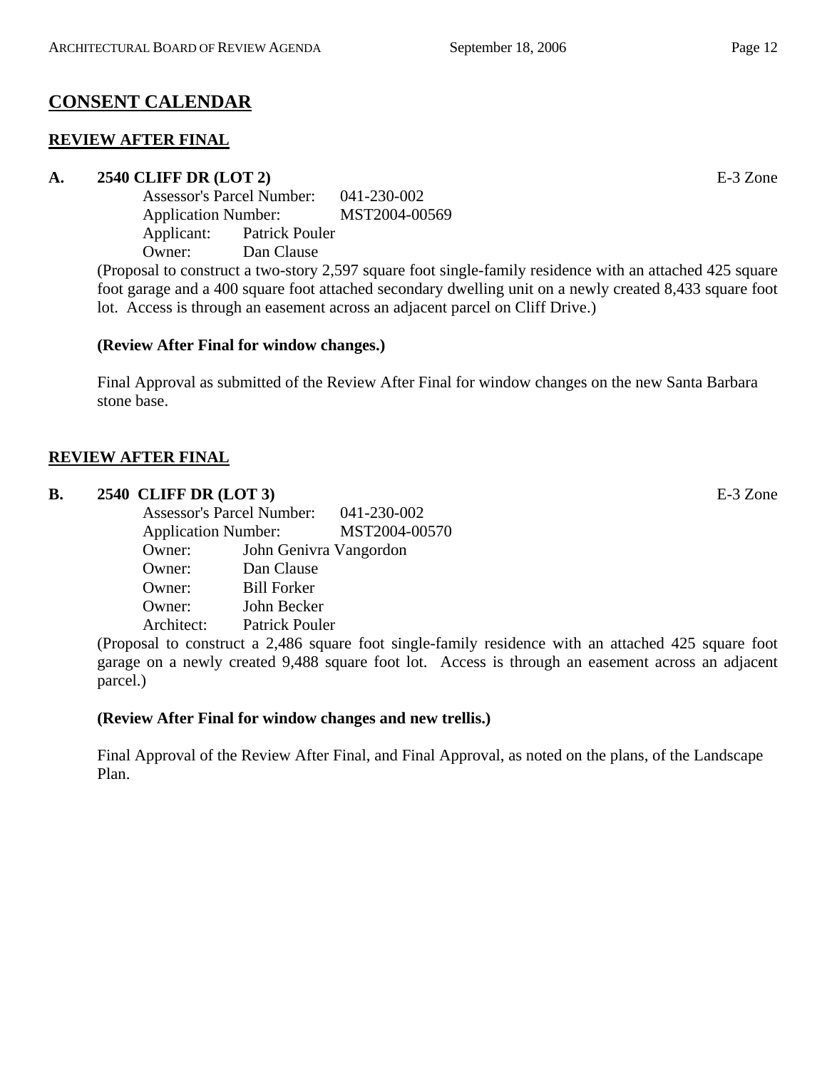## CONSENT CALENDAR

### REVIEW AFTER FINAL

**A. 2540 CLIFF DR (LOT 2)** E-3 Zone

Assessor's Parcel Number: 041-230-002
Application Number: MST2004-00569
Applicant: Patrick Pouler
Owner: Dan Clause

(Proposal to construct a two-story 2,597 square foot single-family residence with an attached 425 square foot garage and a 400 square foot attached secondary dwelling unit on a newly created 8,433 square foot lot. Access is through an easement across an adjacent parcel on Cliff Drive.)

**(Review After Final for window changes.)**

Final Approval as submitted of the Review After Final for window changes on the new Santa Barbara stone base.

### REVIEW AFTER FINAL

**B. 2540 CLIFF DR (LOT 3)** E-3 Zone

Assessor's Parcel Number: 041-230-002
Application Number: MST2004-00570
Owner: John Genivra Vangordon
Owner: Dan Clause
Owner: Bill Forker
Owner: John Becker
Architect: Patrick Pouler

(Proposal to construct a 2,486 square foot single-family residence with an attached 425 square foot garage on a newly created 9,488 square foot lot. Access is through an easement across an adjacent parcel.)

**(Review After Final for window changes and new trellis.)**

Final Approval of the Review After Final, and Final Approval, as noted on the plans, of the Landscape Plan.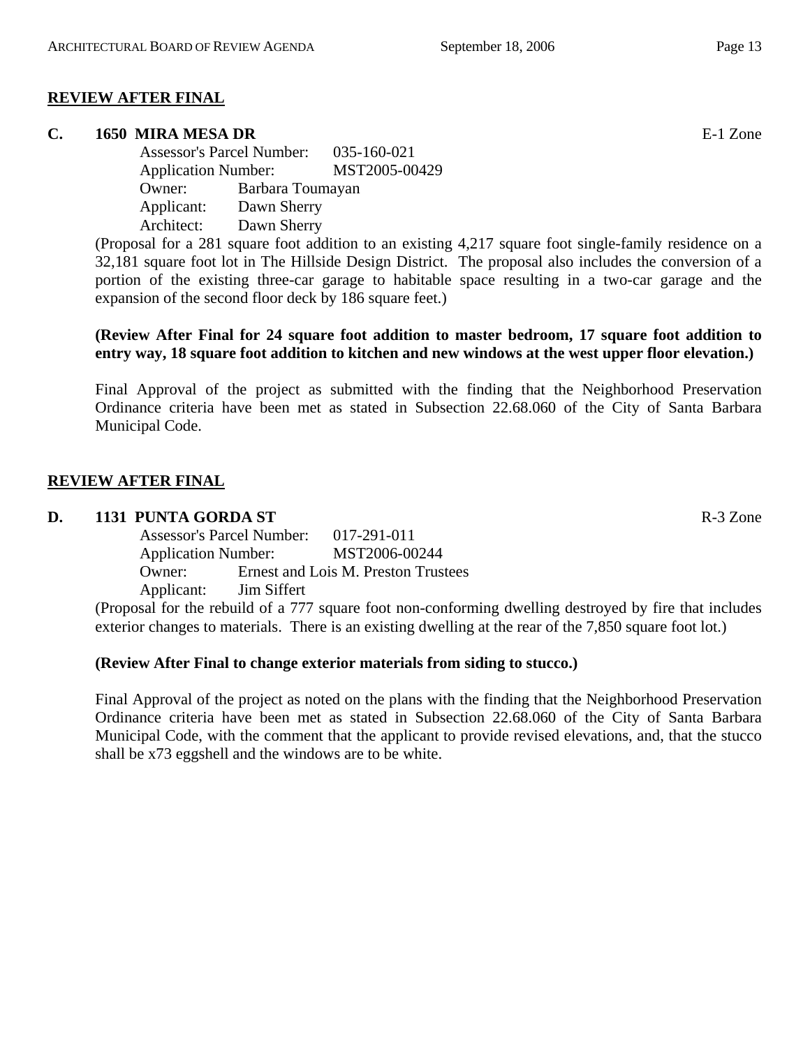## REVIEW AFTER FINAL

**C. 1650 MIRA MESA DR** E-1 Zone

Assessor's Parcel Number: 035-160-021
Application Number: MST2005-00429
Owner: Barbara Toumayan
Applicant: Dawn Sherry
Architect: Dawn Sherry

(Proposal for a 281 square foot addition to an existing 4,217 square foot single-family residence on a 32,181 square foot lot in The Hillside Design District. The proposal also includes the conversion of a portion of the existing three-car garage to habitable space resulting in a two-car garage and the expansion of the second floor deck by 186 square feet.)

**(Review After Final for 24 square foot addition to master bedroom, 17 square foot addition to entry way, 18 square foot addition to kitchen and new windows at the west upper floor elevation.)**

Final Approval of the project as submitted with the finding that the Neighborhood Preservation Ordinance criteria have been met as stated in Subsection 22.68.060 of the City of Santa Barbara Municipal Code.

## REVIEW AFTER FINAL

**D. 1131 PUNTA GORDA ST** R-3 Zone

Assessor's Parcel Number: 017-291-011
Application Number: MST2006-00244
Owner: Ernest and Lois M. Preston Trustees
Applicant: Jim Siffert

(Proposal for the rebuild of a 777 square foot non-conforming dwelling destroyed by fire that includes exterior changes to materials. There is an existing dwelling at the rear of the 7,850 square foot lot.)

**(Review After Final to change exterior materials from siding to stucco.)**

Final Approval of the project as noted on the plans with the finding that the Neighborhood Preservation Ordinance criteria have been met as stated in Subsection 22.68.060 of the City of Santa Barbara Municipal Code, with the comment that the applicant to provide revised elevations, and, that the stucco shall be x73 eggshell and the windows are to be white.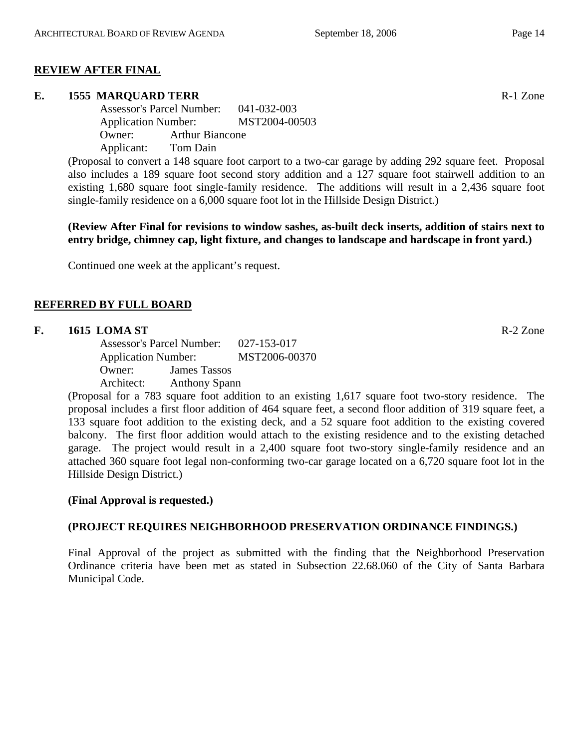## REVIEW AFTER FINAL

### E. 1555 MARQUARD TERR

R-1 Zone

Assessor's Parcel Number: 041-032-003
Application Number: MST2004-00503
Owner: Arthur Biancone
Applicant: Tom Dain

(Proposal to convert a 148 square foot carport to a two-car garage by adding 292 square feet. Proposal also includes a 189 square foot second story addition and a 127 square foot stairwell addition to an existing 1,680 square foot single-family residence. The additions will result in a 2,436 square foot single-family residence on a 6,000 square foot lot in the Hillside Design District.)

**(Review After Final for revisions to window sashes, as-built deck inserts, addition of stairs next to entry bridge, chimney cap, light fixture, and changes to landscape and hardscape in front yard.)**

Continued one week at the applicant's request.

## REFERRED BY FULL BOARD

### F. 1615 LOMA ST

R-2 Zone

Assessor's Parcel Number: 027-153-017
Application Number: MST2006-00370
Owner: James Tassos
Architect: Anthony Spann

(Proposal for a 783 square foot addition to an existing 1,617 square foot two-story residence. The proposal includes a first floor addition of 464 square feet, a second floor addition of 319 square feet, a 133 square foot addition to the existing deck, and a 52 square foot addition to the existing covered balcony. The first floor addition would attach to the existing residence and to the existing detached garage. The project would result in a 2,400 square foot two-story single-family residence and an attached 360 square foot legal non-conforming two-car garage located on a 6,720 square foot lot in the Hillside Design District.)

**(Final Approval is requested.)**

**(PROJECT REQUIRES NEIGHBORHOOD PRESERVATION ORDINANCE FINDINGS.)**

Final Approval of the project as submitted with the finding that the Neighborhood Preservation Ordinance criteria have been met as stated in Subsection 22.68.060 of the City of Santa Barbara Municipal Code.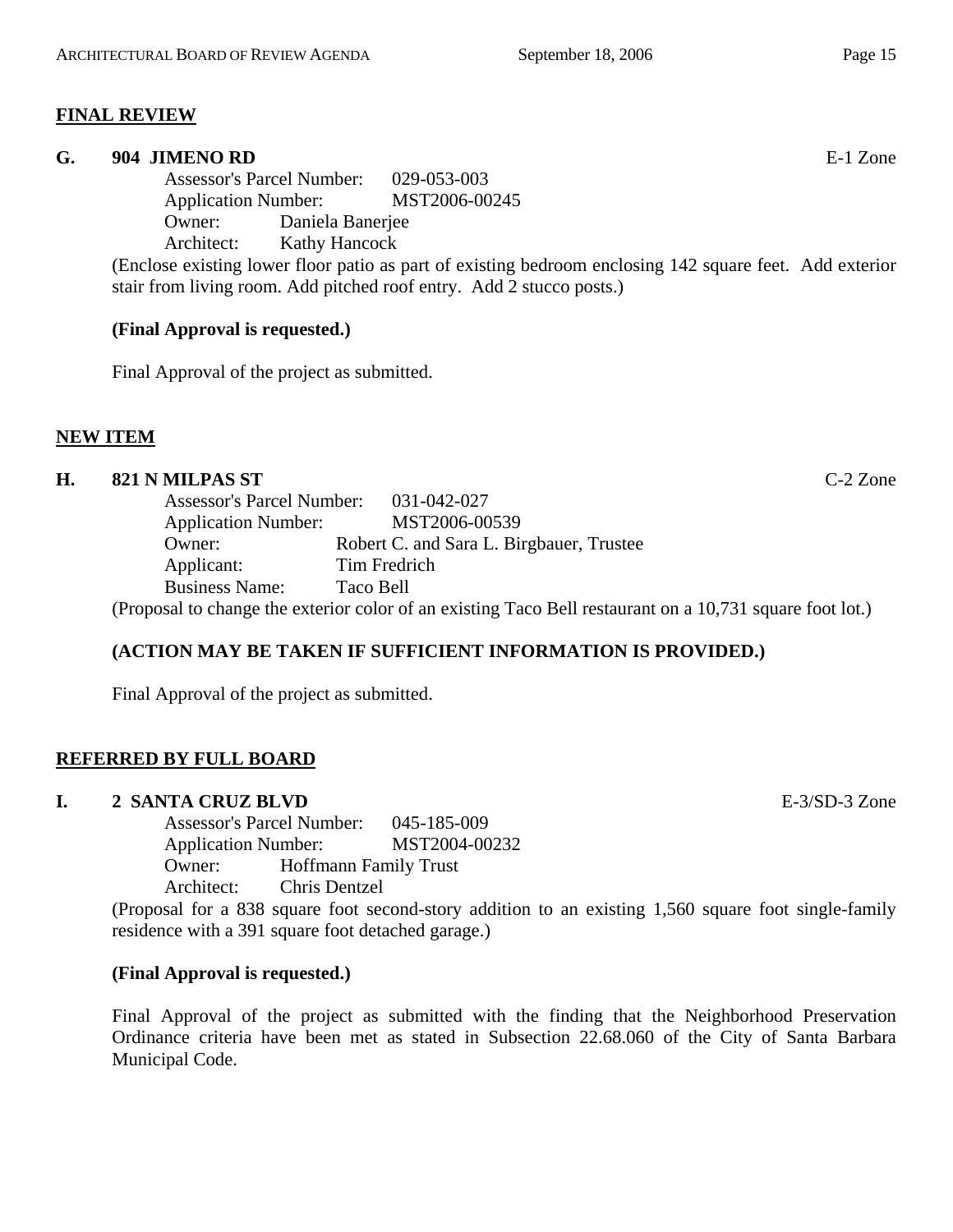## FINAL REVIEW

### G. 904 JIMENO RD — E-1 Zone

Assessor's Parcel Number: 029-053-003
Application Number: MST2006-00245
Owner: Daniela Banerjee
Architect: Kathy Hancock

(Enclose existing lower floor patio as part of existing bedroom enclosing 142 square feet. Add exterior stair from living room. Add pitched roof entry. Add 2 stucco posts.)

**(Final Approval is requested.)**

Final Approval of the project as submitted.

## NEW ITEM

### H. 821 N MILPAS ST — C-2 Zone

Assessor's Parcel Number: 031-042-027
Application Number: MST2006-00539
Owner: Robert C. and Sara L. Birgbauer, Trustee
Applicant: Tim Fredrich
Business Name: Taco Bell

(Proposal to change the exterior color of an existing Taco Bell restaurant on a 10,731 square foot lot.)

**(ACTION MAY BE TAKEN IF SUFFICIENT INFORMATION IS PROVIDED.)**

Final Approval of the project as submitted.

## REFERRED BY FULL BOARD

### I. 2 SANTA CRUZ BLVD — E-3/SD-3 Zone

Assessor's Parcel Number: 045-185-009
Application Number: MST2004-00232
Owner: Hoffmann Family Trust
Architect: Chris Dentzel

(Proposal for a 838 square foot second-story addition to an existing 1,560 square foot single-family residence with a 391 square foot detached garage.)

**(Final Approval is requested.)**

Final Approval of the project as submitted with the finding that the Neighborhood Preservation Ordinance criteria have been met as stated in Subsection 22.68.060 of the City of Santa Barbara Municipal Code.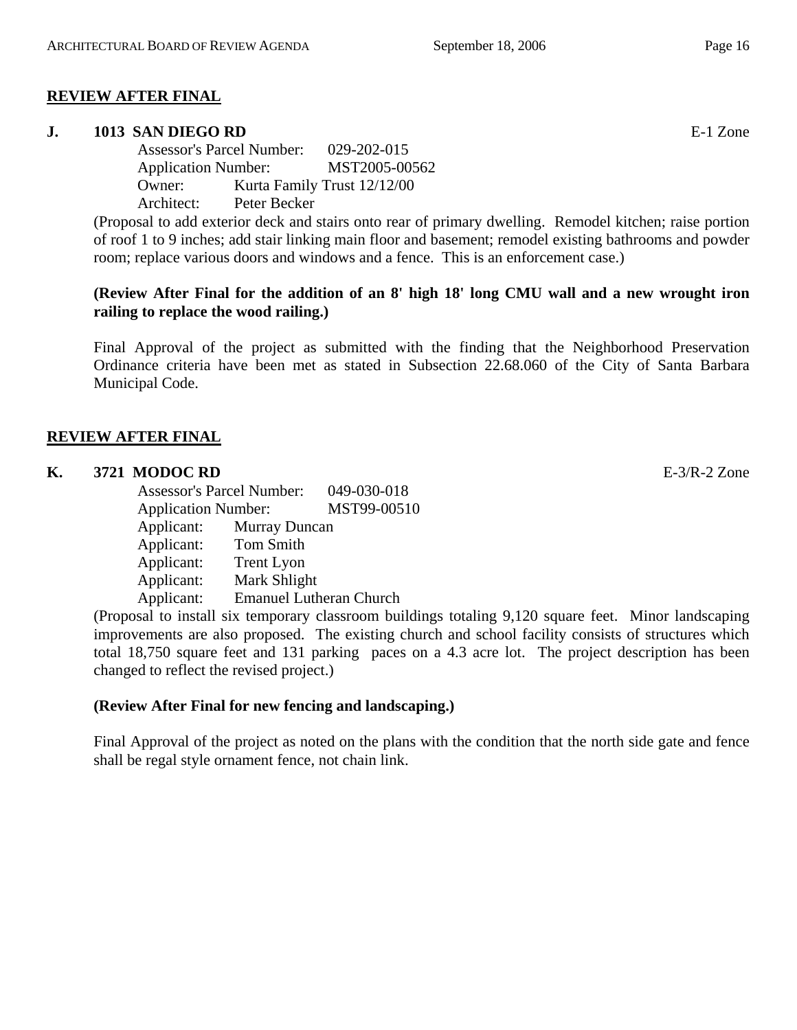## REVIEW AFTER FINAL

**J. 1013 SAN DIEGO RD** E-1 Zone

Assessor's Parcel Number: 029-202-015
Application Number: MST2005-00562
Owner: Kurta Family Trust 12/12/00
Architect: Peter Becker

(Proposal to add exterior deck and stairs onto rear of primary dwelling. Remodel kitchen; raise portion of roof 1 to 9 inches; add stair linking main floor and basement; remodel existing bathrooms and powder room; replace various doors and windows and a fence. This is an enforcement case.)

**(Review After Final for the addition of an 8' high 18' long CMU wall and a new wrought iron railing to replace the wood railing.)**

Final Approval of the project as submitted with the finding that the Neighborhood Preservation Ordinance criteria have been met as stated in Subsection 22.68.060 of the City of Santa Barbara Municipal Code.

## REVIEW AFTER FINAL

**K. 3721 MODOC RD** E-3/R-2 Zone

Assessor's Parcel Number: 049-030-018
Application Number: MST99-00510
Applicant: Murray Duncan
Applicant: Tom Smith
Applicant: Trent Lyon
Applicant: Mark Shlight
Applicant: Emanuel Lutheran Church

(Proposal to install six temporary classroom buildings totaling 9,120 square feet. Minor landscaping improvements are also proposed. The existing church and school facility consists of structures which total 18,750 square feet and 131 parking paces on a 4.3 acre lot. The project description has been changed to reflect the revised project.)

**(Review After Final for new fencing and landscaping.)**

Final Approval of the project as noted on the plans with the condition that the north side gate and fence shall be regal style ornament fence, not chain link.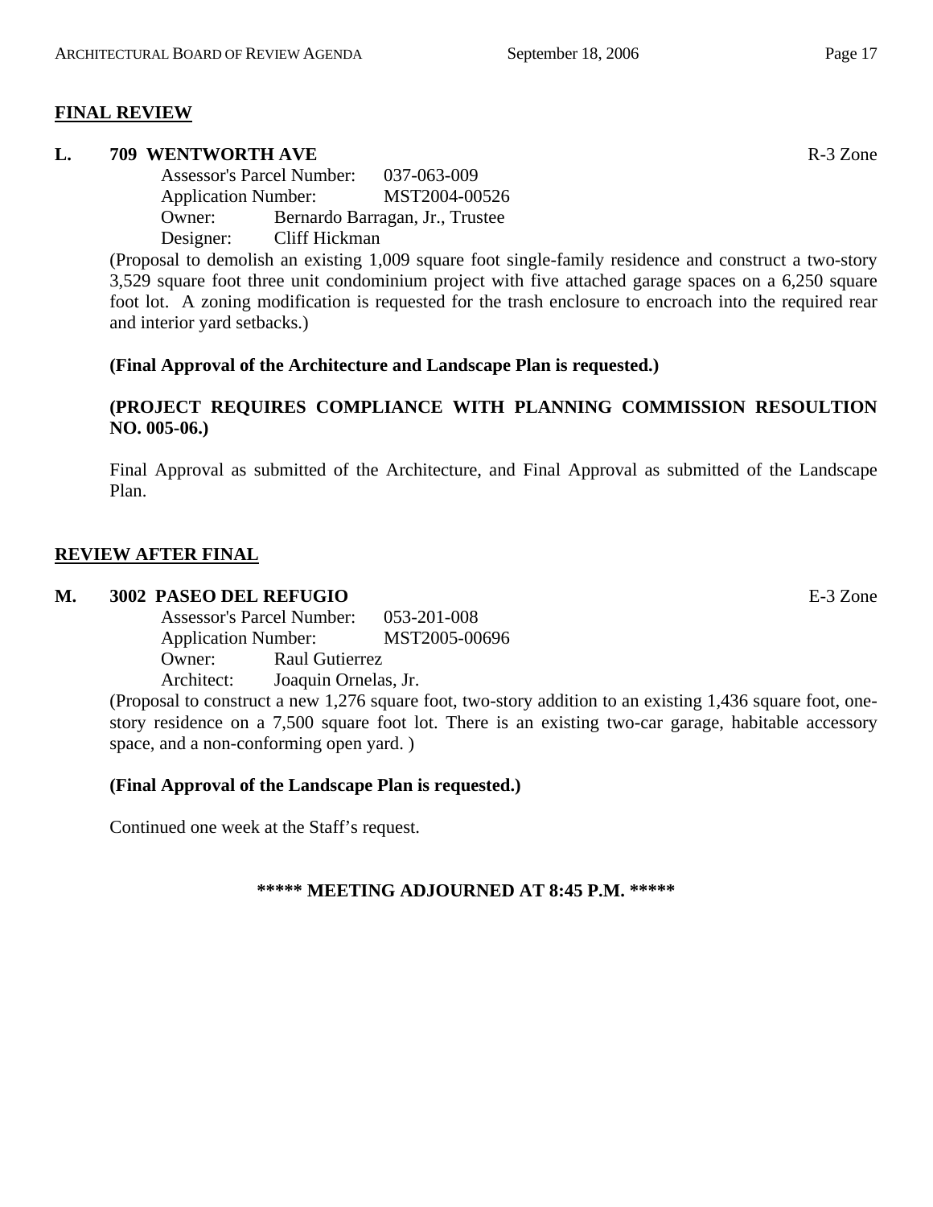## FINAL REVIEW

**L. 709 WENTWORTH AVE** R-3 Zone

Assessor's Parcel Number: 037-063-009
Application Number: MST2004-00526
Owner: Bernardo Barragan, Jr., Trustee
Designer: Cliff Hickman

(Proposal to demolish an existing 1,009 square foot single-family residence and construct a two-story 3,529 square foot three unit condominium project with five attached garage spaces on a 6,250 square foot lot. A zoning modification is requested for the trash enclosure to encroach into the required rear and interior yard setbacks.)

**(Final Approval of the Architecture and Landscape Plan is requested.)**

**(PROJECT REQUIRES COMPLIANCE WITH PLANNING COMMISSION RESOULTION NO. 005-06.)**

Final Approval as submitted of the Architecture, and Final Approval as submitted of the Landscape Plan.

## REVIEW AFTER FINAL

**M. 3002 PASEO DEL REFUGIO** E-3 Zone

Assessor's Parcel Number: 053-201-008
Application Number: MST2005-00696
Owner: Raul Gutierrez
Architect: Joaquin Ornelas, Jr.

(Proposal to construct a new 1,276 square foot, two-story addition to an existing 1,436 square foot, one-story residence on a 7,500 square foot lot. There is an existing two-car garage, habitable accessory space, and a non-conforming open yard. )

**(Final Approval of the Landscape Plan is requested.)**

Continued one week at the Staff's request.

**\*\*\*\*\* MEETING ADJOURNED AT 8:45 P.M. \*\*\*\*\***